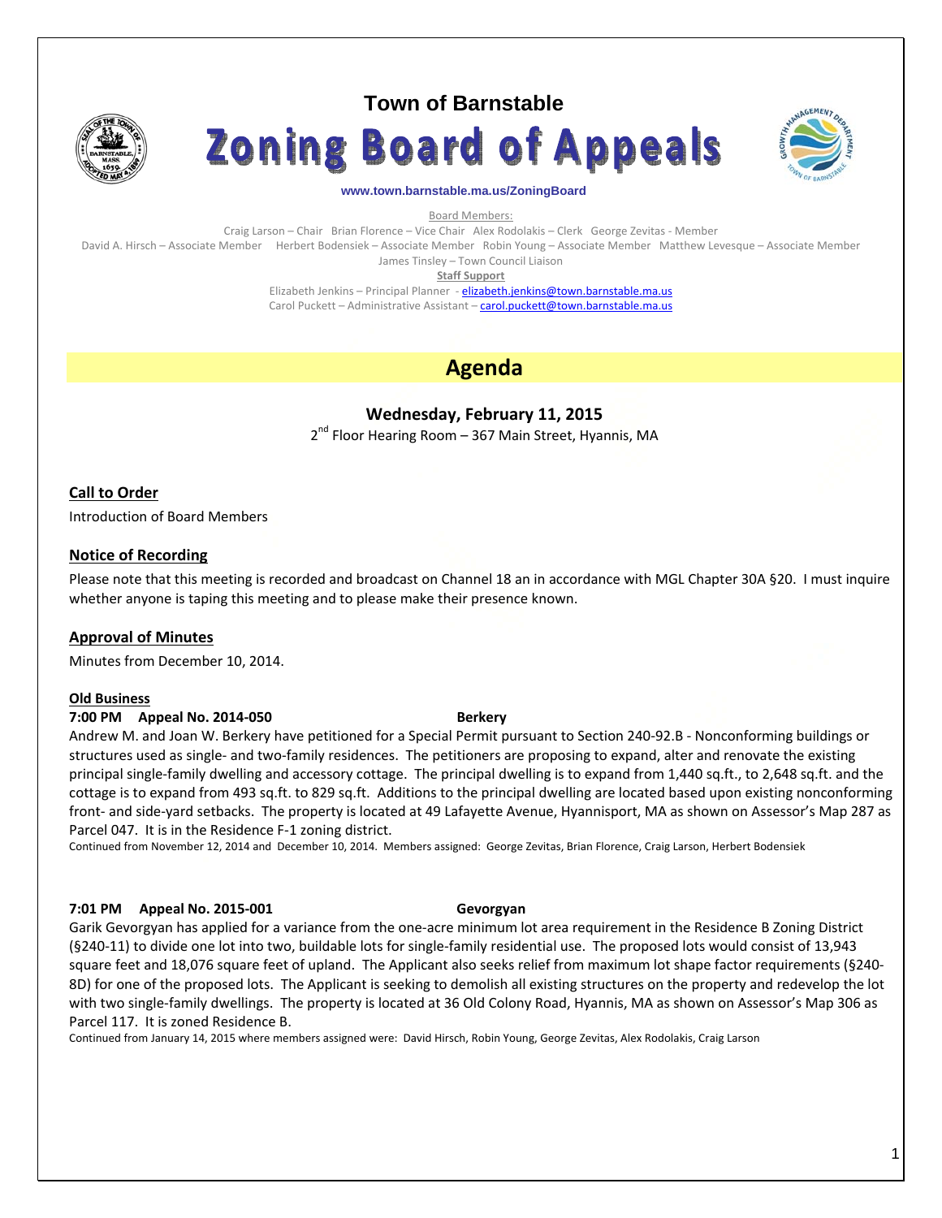# Town of Barnstable

# Zoning Board of Appeals

www.town.barnstable.ma.us/ZoningBoard

Board Members:

Craig Larson – Chair Brian Florence – Vice Chair Alex Rodolakis – Clerk George Zevitas - Member

David A. Hirsch – Associate Member Herbert Bodensiek – Associate Member Robin Young – Associate Member Matthew Levesque – Associate Member

James Tinsley – Town Council Liaison

**Staff Support**

Elizabeth Jenkins – Principal Planner - elizabeth.jenkins@town.barnstable.ma.us

Carol Puckett – Administrative Assistant – carol.puckett@town.barnstable.ma.us

## Agenda

**Wednesday, February 11, 2015**

2nd Floor Hearing Room – 367 Main Street, Hyannis, MA

### Call to Order

Introduction of Board Members

### Notice of Recording

Please note that this meeting is recorded and broadcast on Channel 18 an in accordance with MGL Chapter 30A §20. I must inquire whether anyone is taping this meeting and to please make their presence known.

### Approval of Minutes

Minutes from December 10, 2014.

### Old Business

**7:00 PM Appeal No. 2014-050 Berkery**

Andrew M. and Joan W. Berkery have petitioned for a Special Permit pursuant to Section 240-92.B - Nonconforming buildings or structures used as single- and two-family residences. The petitioners are proposing to expand, alter and renovate the existing principal single-family dwelling and accessory cottage. The principal dwelling is to expand from 1,440 sq.ft., to 2,648 sq.ft. and the cottage is to expand from 493 sq.ft. to 829 sq.ft. Additions to the principal dwelling are located based upon existing nonconforming front- and side-yard setbacks. The property is located at 49 Lafayette Avenue, Hyannisport, MA as shown on Assessor's Map 287 as Parcel 047. It is in the Residence F-1 zoning district.

Continued from November 12, 2014 and December 10, 2014. Members assigned: George Zevitas, Brian Florence, Craig Larson, Herbert Bodensiek

**7:01 PM Appeal No. 2015-001 Gevorgyan**

Garik Gevorgyan has applied for a variance from the one-acre minimum lot area requirement in the Residence B Zoning District (§240-11) to divide one lot into two, buildable lots for single-family residential use. The proposed lots would consist of 13,943 square feet and 18,076 square feet of upland. The Applicant also seeks relief from maximum lot shape factor requirements (§240-8D) for one of the proposed lots. The Applicant is seeking to demolish all existing structures on the property and redevelop the lot with two single-family dwellings. The property is located at 36 Old Colony Road, Hyannis, MA as shown on Assessor's Map 306 as Parcel 117. It is zoned Residence B.

Continued from January 14, 2015 where members assigned were: David Hirsch, Robin Young, George Zevitas, Alex Rodolakis, Craig Larson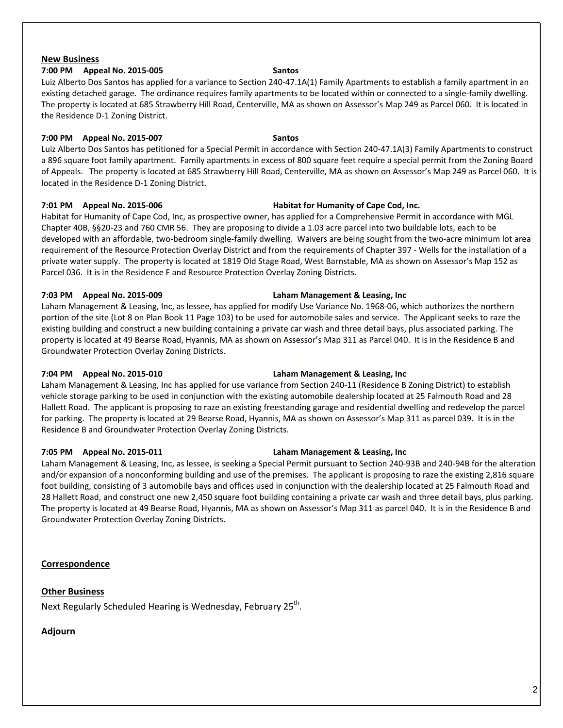## New Business

**7:00 PM Appeal No. 2015-005 Santos**

Luiz Alberto Dos Santos has applied for a variance to Section 240-47.1A(1) Family Apartments to establish a family apartment in an existing detached garage. The ordinance requires family apartments to be located within or connected to a single-family dwelling. The property is located at 685 Strawberry Hill Road, Centerville, MA as shown on Assessor's Map 249 as Parcel 060. It is located in the Residence D-1 Zoning District.

**7:00 PM Appeal No. 2015-007 Santos**

Luiz Alberto Dos Santos has petitioned for a Special Permit in accordance with Section 240-47.1A(3) Family Apartments to construct a 896 square foot family apartment. Family apartments in excess of 800 square feet require a special permit from the Zoning Board of Appeals. The property is located at 685 Strawberry Hill Road, Centerville, MA as shown on Assessor's Map 249 as Parcel 060. It is located in the Residence D-1 Zoning District.

**7:01 PM Appeal No. 2015-006 Habitat for Humanity of Cape Cod, Inc.**

Habitat for Humanity of Cape Cod, Inc, as prospective owner, has applied for a Comprehensive Permit in accordance with MGL Chapter 40B, §§20-23 and 760 CMR 56. They are proposing to divide a 1.03 acre parcel into two buildable lots, each to be developed with an affordable, two-bedroom single-family dwelling. Waivers are being sought from the two-acre minimum lot area requirement of the Resource Protection Overlay District and from the requirements of Chapter 397 - Wells for the installation of a private water supply. The property is located at 1819 Old Stage Road, West Barnstable, MA as shown on Assessor's Map 152 as Parcel 036. It is in the Residence F and Resource Protection Overlay Zoning Districts.

**7:03 PM Appeal No. 2015-009 Laham Management & Leasing, Inc**

Laham Management & Leasing, Inc, as lessee, has applied for modify Use Variance No. 1968-06, which authorizes the northern portion of the site (Lot 8 on Plan Book 11 Page 103) to be used for automobile sales and service. The Applicant seeks to raze the existing building and construct a new building containing a private car wash and three detail bays, plus associated parking. The property is located at 49 Bearse Road, Hyannis, MA as shown on Assessor's Map 311 as Parcel 040. It is in the Residence B and Groundwater Protection Overlay Zoning Districts.

**7:04 PM Appeal No. 2015-010 Laham Management & Leasing, Inc**

Laham Management & Leasing, Inc has applied for use variance from Section 240-11 (Residence B Zoning District) to establish vehicle storage parking to be used in conjunction with the existing automobile dealership located at 25 Falmouth Road and 28 Hallett Road. The applicant is proposing to raze an existing freestanding garage and residential dwelling and redevelop the parcel for parking. The property is located at 29 Bearse Road, Hyannis, MA as shown on Assessor's Map 311 as parcel 039. It is in the Residence B and Groundwater Protection Overlay Zoning Districts.

**7:05 PM Appeal No. 2015-011 Laham Management & Leasing, Inc**

Laham Management & Leasing, Inc, as lessee, is seeking a Special Permit pursuant to Section 240-93B and 240-94B for the alteration and/or expansion of a nonconforming building and use of the premises. The applicant is proposing to raze the existing 2,816 square foot building, consisting of 3 automobile bays and offices used in conjunction with the dealership located at 25 Falmouth Road and 28 Hallett Road, and construct one new 2,450 square foot building containing a private car wash and three detail bays, plus parking. The property is located at 49 Bearse Road, Hyannis, MA as shown on Assessor's Map 311 as parcel 040. It is in the Residence B and Groundwater Protection Overlay Zoning Districts.

## Correspondence

## Other Business

Next Regularly Scheduled Hearing is Wednesday, February 25th.

## Adjourn